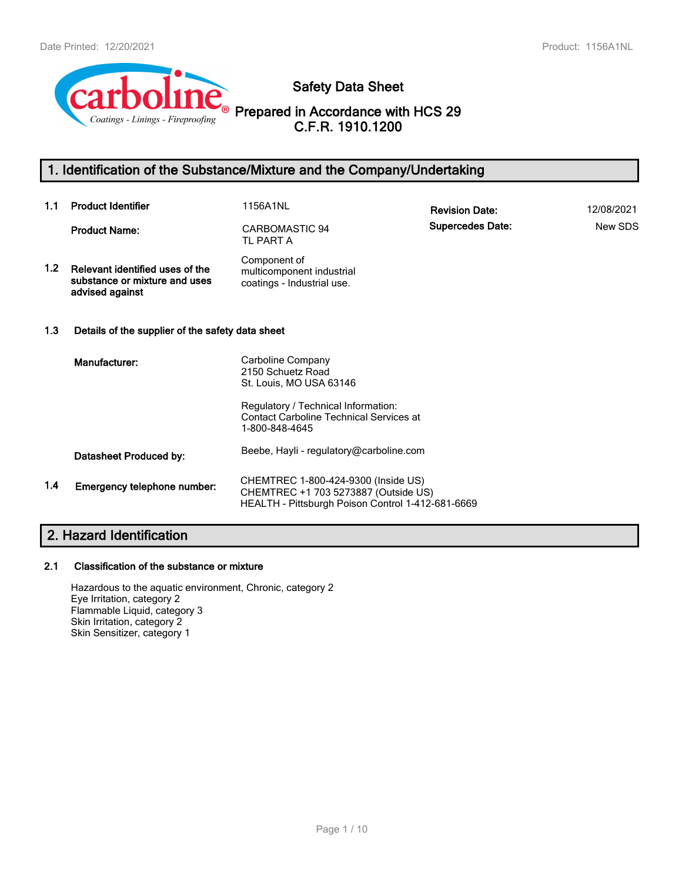# Safety Data Sheet

## Prepared in Accordance with HCS 29 C.F.R. 1910.1200

## 1. Identification of the Substance/Mixture and the Company/Undertaking

| | | | | |
|---|---|---|---|---|
| **1.1** | **Product Identifier** | 1156A1NL | **Revision Date:** | 12/08/2021 |
| | **Product Name:** | CARBOMASTIC 94 TL PART A | **Supercedes Date:** | New SDS |
| **1.2** | **Relevant identified uses of the substance or mixture and uses advised against** | Component of multicomponent industrial coatings - Industrial use. | | |

**1.3 Details of the supplier of the safety data sheet**

**Manufacturer:**
Carboline Company
2150 Schuetz Road
St. Louis, MO USA 63146

Regulatory / Technical Information:
Contact Carboline Technical Services at
1-800-848-4645

**Datasheet Produced by:** Beebe, Hayli - regulatory@carboline.com

**1.4 Emergency telephone number:**
CHEMTREC 1-800-424-9300 (Inside US)
CHEMTREC +1 703 5273887 (Outside US)
HEALTH - Pittsburgh Poison Control 1-412-681-6669

## 2. Hazard Identification

**2.1 Classification of the substance or mixture**

Hazardous to the aquatic environment, Chronic, category 2
Eye Irritation, category 2
Flammable Liquid, category 3
Skin Irritation, category 2
Skin Sensitizer, category 1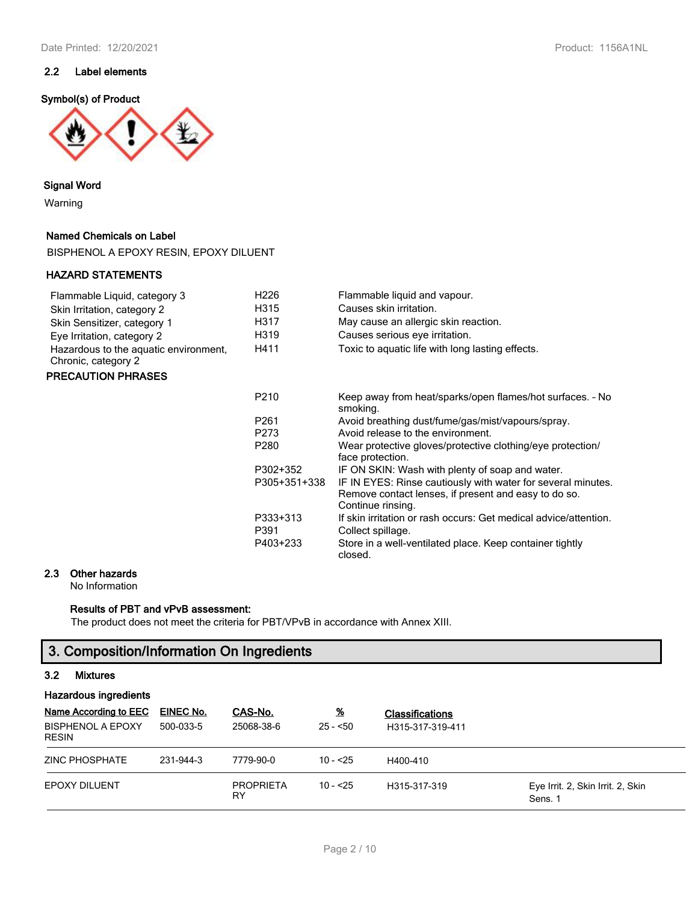### 2.2 Label elements

**Symbol(s) of Product**

**Signal Word**

Warning

**Named Chemicals on Label**

BISPHENOL A EPOXY RESIN, EPOXY DILUENT

**HAZARD STATEMENTS**

| | | |
|---|---|---|
| Flammable Liquid, category 3 | H226 | Flammable liquid and vapour. |
| Skin Irritation, category 2 | H315 | Causes skin irritation. |
| Skin Sensitizer, category 1 | H317 | May cause an allergic skin reaction. |
| Eye Irritation, category 2 | H319 | Causes serious eye irritation. |
| Hazardous to the aquatic environment, Chronic, category 2 | H411 | Toxic to aquatic life with long lasting effects. |

**PRECAUTION PHRASES**

| | |
|---|---|
| P210 | Keep away from heat/sparks/open flames/hot surfaces. - No smoking. |
| P261 | Avoid breathing dust/fume/gas/mist/vapours/spray. |
| P273 | Avoid release to the environment. |
| P280 | Wear protective gloves/protective clothing/eye protection/ face protection. |
| P302+352 | IF ON SKIN: Wash with plenty of soap and water. |
| P305+351+338 | IF IN EYES: Rinse cautiously with water for several minutes. Remove contact lenses, if present and easy to do so. Continue rinsing. |
| P333+313 | If skin irritation or rash occurs: Get medical advice/attention. |
| P391 | Collect spillage. |
| P403+233 | Store in a well-ventilated place. Keep container tightly closed. |

### 2.3 Other hazards

No Information

**Results of PBT and vPvB assessment:**

The product does not meet the criteria for PBT/VPvB in accordance with Annex XIII.

## 3. Composition/Information On Ingredients

### 3.2 Mixtures

**Hazardous ingredients**

| Name According to EEC | EINEC No. | CAS-No. | % | Classifications | |
|---|---|---|---|---|---|
| BISPHENOL A EPOXY RESIN | 500-033-5 | 25068-38-6 | 25 - <50 | H315-317-319-411 | |
| ZINC PHOSPHATE | 231-944-3 | 7779-90-0 | 10 - <25 | H400-410 | |
| EPOXY DILUENT | | PROPRIETARY | 10 - <25 | H315-317-319 | Eye Irrit. 2, Skin Irrit. 2, Skin Sens. 1 |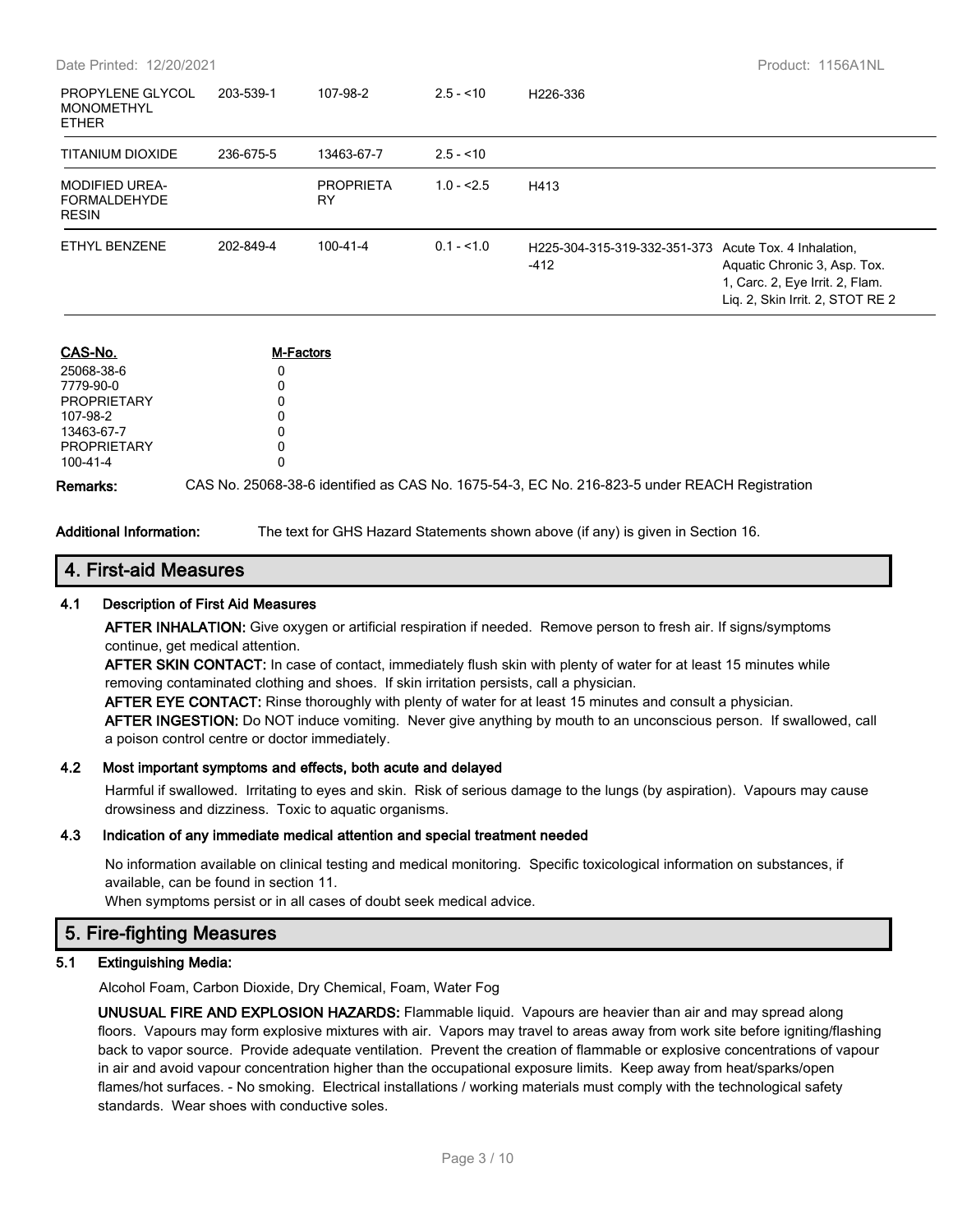| | | | | | |
|---|---|---|---|---|---|
| PROPYLENE GLYCOL MONOMETHYL ETHER | 203-539-1 | 107-98-2 | 2.5 - <10 | H226-336 | |
| TITANIUM DIOXIDE | 236-675-5 | 13463-67-7 | 2.5 - <10 | | |
| MODIFIED UREA-FORMALDEHYDE RESIN | | PROPRIETARY | 1.0 - <2.5 | H413 | |
| ETHYL BENZENE | 202-849-4 | 100-41-4 | 0.1 - <1.0 | H225-304-315-319-332-351-373-412 | Acute Tox. 4 Inhalation, Aquatic Chronic 3, Asp. Tox. 1, Carc. 2, Eye Irrit. 2, Flam. Liq. 2, Skin Irrit. 2, STOT RE 2 |

| CAS-No. | M-Factors |
|---|---|
| 25068-38-6 | 0 |
| 7779-90-0 | 0 |
| PROPRIETARY | 0 |
| 107-98-2 | 0 |
| 13463-67-7 | 0 |
| PROPRIETARY | 0 |
| 100-41-4 | 0 |

**Remarks:** CAS No. 25068-38-6 identified as CAS No. 1675-54-3, EC No. 216-823-5 under REACH Registration

**Additional Information:** The text for GHS Hazard Statements shown above (if any) is given in Section 16.

## 4. First-aid Measures

### 4.1 Description of First Aid Measures

**AFTER INHALATION:** Give oxygen or artificial respiration if needed. Remove person to fresh air. If signs/symptoms continue, get medical attention.

**AFTER SKIN CONTACT:** In case of contact, immediately flush skin with plenty of water for at least 15 minutes while removing contaminated clothing and shoes. If skin irritation persists, call a physician.

**AFTER EYE CONTACT:** Rinse thoroughly with plenty of water for at least 15 minutes and consult a physician.

**AFTER INGESTION:** Do NOT induce vomiting. Never give anything by mouth to an unconscious person. If swallowed, call a poison control centre or doctor immediately.

### 4.2 Most important symptoms and effects, both acute and delayed

Harmful if swallowed. Irritating to eyes and skin. Risk of serious damage to the lungs (by aspiration). Vapours may cause drowsiness and dizziness. Toxic to aquatic organisms.

### 4.3 Indication of any immediate medical attention and special treatment needed

No information available on clinical testing and medical monitoring. Specific toxicological information on substances, if available, can be found in section 11.

When symptoms persist or in all cases of doubt seek medical advice.

## 5. Fire-fighting Measures

### 5.1 Extinguishing Media:

Alcohol Foam, Carbon Dioxide, Dry Chemical, Foam, Water Fog

**UNUSUAL FIRE AND EXPLOSION HAZARDS:** Flammable liquid. Vapours are heavier than air and may spread along floors. Vapours may form explosive mixtures with air. Vapors may travel to areas away from work site before igniting/flashing back to vapor source. Provide adequate ventilation. Prevent the creation of flammable or explosive concentrations of vapour in air and avoid vapour concentration higher than the occupational exposure limits. Keep away from heat/sparks/open flames/hot surfaces. - No smoking. Electrical installations / working materials must comply with the technological safety standards. Wear shoes with conductive soles.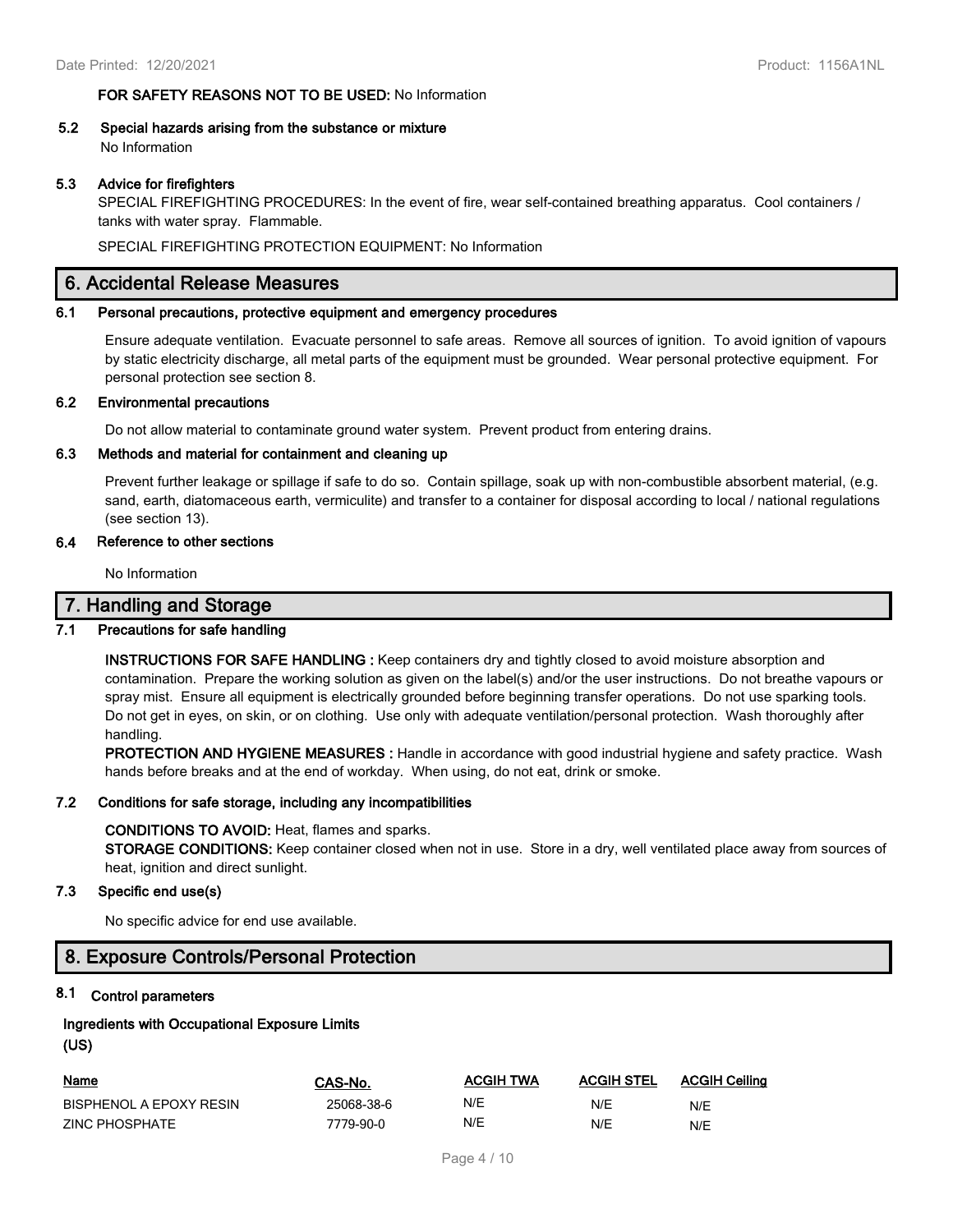**FOR SAFETY REASONS NOT TO BE USED:** No Information

### 5.2 Special hazards arising from the substance or mixture

No Information

### 5.3 Advice for firefighters

SPECIAL FIREFIGHTING PROCEDURES: In the event of fire, wear self-contained breathing apparatus. Cool containers / tanks with water spray. Flammable.

SPECIAL FIREFIGHTING PROTECTION EQUIPMENT: No Information

## 6. Accidental Release Measures

### 6.1 Personal precautions, protective equipment and emergency procedures

Ensure adequate ventilation. Evacuate personnel to safe areas. Remove all sources of ignition. To avoid ignition of vapours by static electricity discharge, all metal parts of the equipment must be grounded. Wear personal protective equipment. For personal protection see section 8.

### 6.2 Environmental precautions

Do not allow material to contaminate ground water system. Prevent product from entering drains.

### 6.3 Methods and material for containment and cleaning up

Prevent further leakage or spillage if safe to do so. Contain spillage, soak up with non-combustible absorbent material, (e.g. sand, earth, diatomaceous earth, vermiculite) and transfer to a container for disposal according to local / national regulations (see section 13).

### 6.4 Reference to other sections

No Information

## 7. Handling and Storage

### 7.1 Precautions for safe handling

**INSTRUCTIONS FOR SAFE HANDLING :** Keep containers dry and tightly closed to avoid moisture absorption and contamination. Prepare the working solution as given on the label(s) and/or the user instructions. Do not breathe vapours or spray mist. Ensure all equipment is electrically grounded before beginning transfer operations. Do not use sparking tools. Do not get in eyes, on skin, or on clothing. Use only with adequate ventilation/personal protection. Wash thoroughly after handling.

**PROTECTION AND HYGIENE MEASURES :** Handle in accordance with good industrial hygiene and safety practice. Wash hands before breaks and at the end of workday. When using, do not eat, drink or smoke.

### 7.2 Conditions for safe storage, including any incompatibilities

**CONDITIONS TO AVOID:** Heat, flames and sparks.

**STORAGE CONDITIONS:** Keep container closed when not in use. Store in a dry, well ventilated place away from sources of heat, ignition and direct sunlight.

### 7.3 Specific end use(s)

No specific advice for end use available.

## 8. Exposure Controls/Personal Protection

### 8.1 Control parameters

**Ingredients with Occupational Exposure Limits (US)**

| Name | CAS-No. | ACGIH TWA | ACGIH STEL | ACGIH Ceiling |
|---|---|---|---|---|
| BISPHENOL A EPOXY RESIN | 25068-38-6 | N/E | N/E | N/E |
| ZINC PHOSPHATE | 7779-90-0 | N/E | N/E | N/E |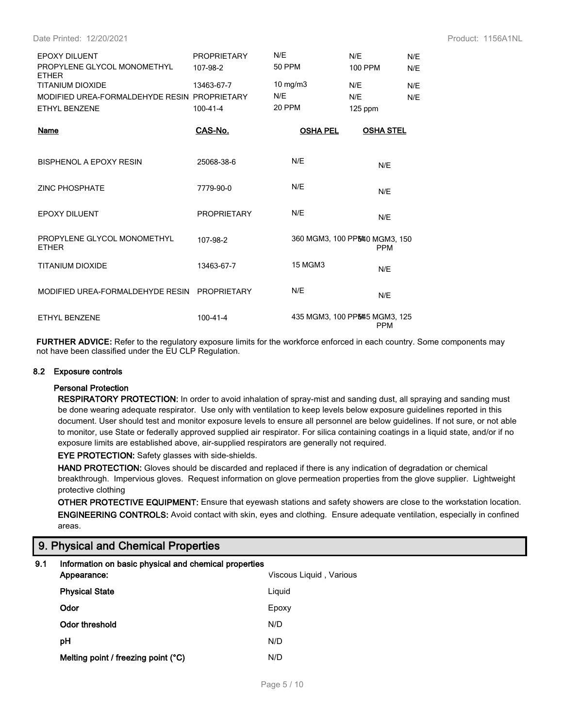| | | | | |
|---|---|---|---|---|
| EPOXY DILUENT | PROPRIETARY | N/E | N/E | N/E |
| PROPYLENE GLYCOL MONOMETHYL ETHER | 107-98-2 | 50 PPM | 100 PPM | N/E |
| TITANIUM DIOXIDE | 13463-67-7 | 10 mg/m3 | N/E | N/E |
| MODIFIED UREA-FORMALDEHYDE RESIN | PROPRIETARY | N/E | N/E | N/E |
| ETHYL BENZENE | 100-41-4 | 20 PPM | 125 ppm | |

| Name | CAS-No. | OSHA PEL | OSHA STEL |
|---|---|---|---|
| BISPHENOL A EPOXY RESIN | 25068-38-6 | N/E | N/E |
| ZINC PHOSPHATE | 7779-90-0 | N/E | N/E |
| EPOXY DILUENT | PROPRIETARY | N/E | N/E |
| PROPYLENE GLYCOL MONOMETHYL ETHER | 107-98-2 | 360 MGM3, 100 PPM | 540 MGM3, 150 PPM |
| TITANIUM DIOXIDE | 13463-67-7 | 15 MGM3 | N/E |
| MODIFIED UREA-FORMALDEHYDE RESIN | PROPRIETARY | N/E | N/E |
| ETHYL BENZENE | 100-41-4 | 435 MGM3, 100 PPM | 545 MGM3, 125 PPM |

**FURTHER ADVICE:** Refer to the regulatory exposure limits for the workforce enforced in each country. Some components may not have been classified under the EU CLP Regulation.

### 8.2 Exposure controls

**Personal Protection**

**RESPIRATORY PROTECTION:** In order to avoid inhalation of spray-mist and sanding dust, all spraying and sanding must be done wearing adequate respirator. Use only with ventilation to keep levels below exposure guidelines reported in this document. User should test and monitor exposure levels to ensure all personnel are below guidelines. If not sure, or not able to monitor, use State or federally approved supplied air respirator. For silica containing coatings in a liquid state, and/or if no exposure limits are established above, air-supplied respirators are generally not required.

**EYE PROTECTION:** Safety glasses with side-shields.

**HAND PROTECTION:** Gloves should be discarded and replaced if there is any indication of degradation or chemical breakthrough. Impervious gloves. Request information on glove permeation properties from the glove supplier. Lightweight protective clothing

**OTHER PROTECTIVE EQUIPMENT:** Ensure that eyewash stations and safety showers are close to the workstation location.

**ENGINEERING CONTROLS:** Avoid contact with skin, eyes and clothing. Ensure adequate ventilation, especially in confined areas.

## 9. Physical and Chemical Properties

### 9.1 Information on basic physical and chemical properties

| | |
|---|---|
| **Appearance:** | Viscous Liquid , Various |
| **Physical State** | Liquid |
| **Odor** | Epoxy |
| **Odor threshold** | N/D |
| **pH** | N/D |
| **Melting point / freezing point (°C)** | N/D |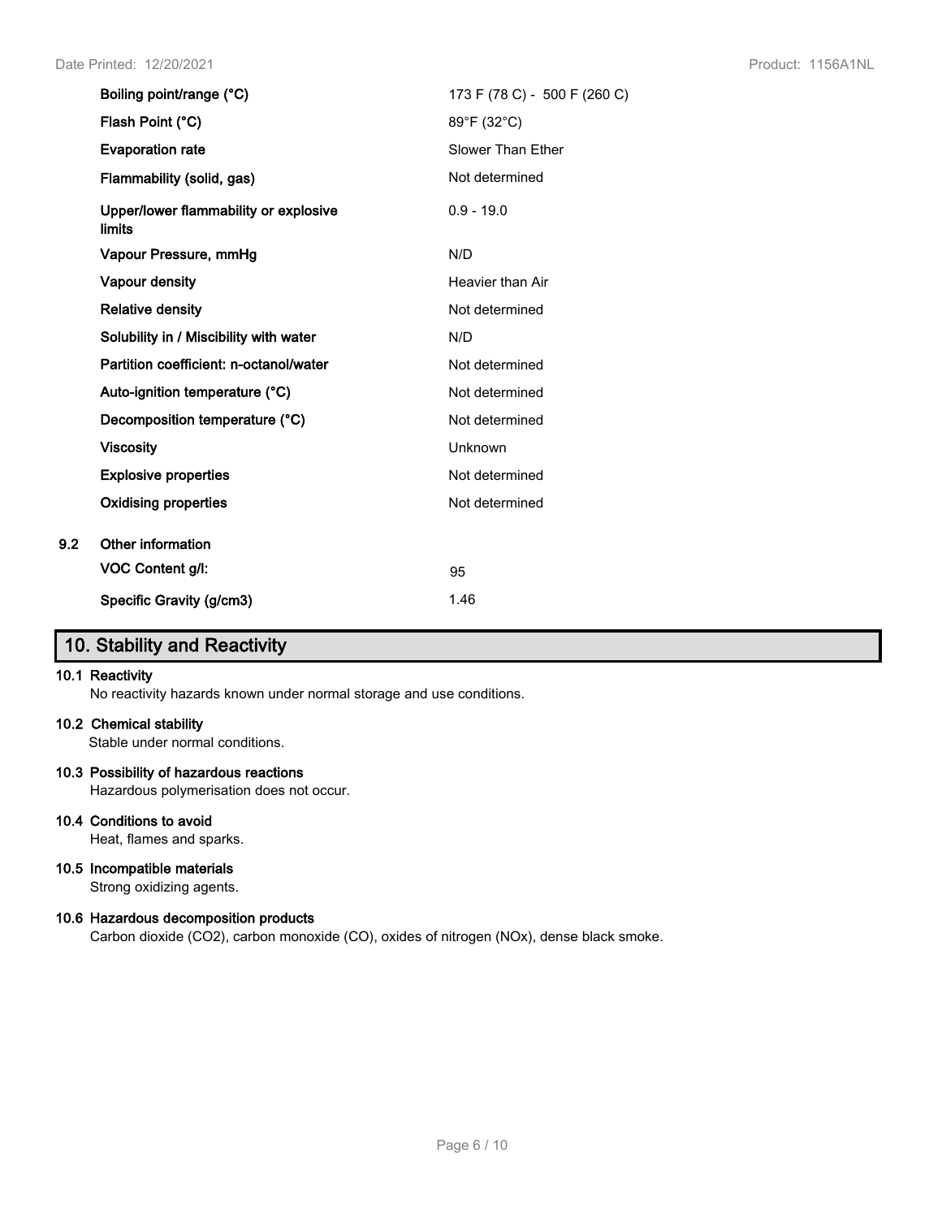| | |
|---|---|
| **Boiling point/range (°C)** | 173 F (78 C) - 500 F (260 C) |
| **Flash Point (°C)** | 89°F (32°C) |
| **Evaporation rate** | Slower Than Ether |
| **Flammability (solid, gas)** | Not determined |
| **Upper/lower flammability or explosive limits** | 0.9 - 19.0 |
| **Vapour Pressure, mmHg** | N/D |
| **Vapour density** | Heavier than Air |
| **Relative density** | Not determined |
| **Solubility in / Miscibility with water** | N/D |
| **Partition coefficient: n-octanol/water** | Not determined |
| **Auto-ignition temperature (°C)** | Not determined |
| **Decomposition temperature (°C)** | Not determined |
| **Viscosity** | Unknown |
| **Explosive properties** | Not determined |
| **Oxidising properties** | Not determined |

**9.2 Other information**

| | |
|---|---|
| **VOC Content g/l:** | 95 |
| **Specific Gravity (g/cm3)** | 1.46 |

## 10. Stability and Reactivity

**10.1 Reactivity**

No reactivity hazards known under normal storage and use conditions.

**10.2 Chemical stability**

Stable under normal conditions.

**10.3 Possibility of hazardous reactions**

Hazardous polymerisation does not occur.

**10.4 Conditions to avoid**

Heat, flames and sparks.

**10.5 Incompatible materials**

Strong oxidizing agents.

**10.6 Hazardous decomposition products**

Carbon dioxide ($CO_2$), carbon monoxide (CO), oxides of nitrogen ($NO_x$), dense black smoke.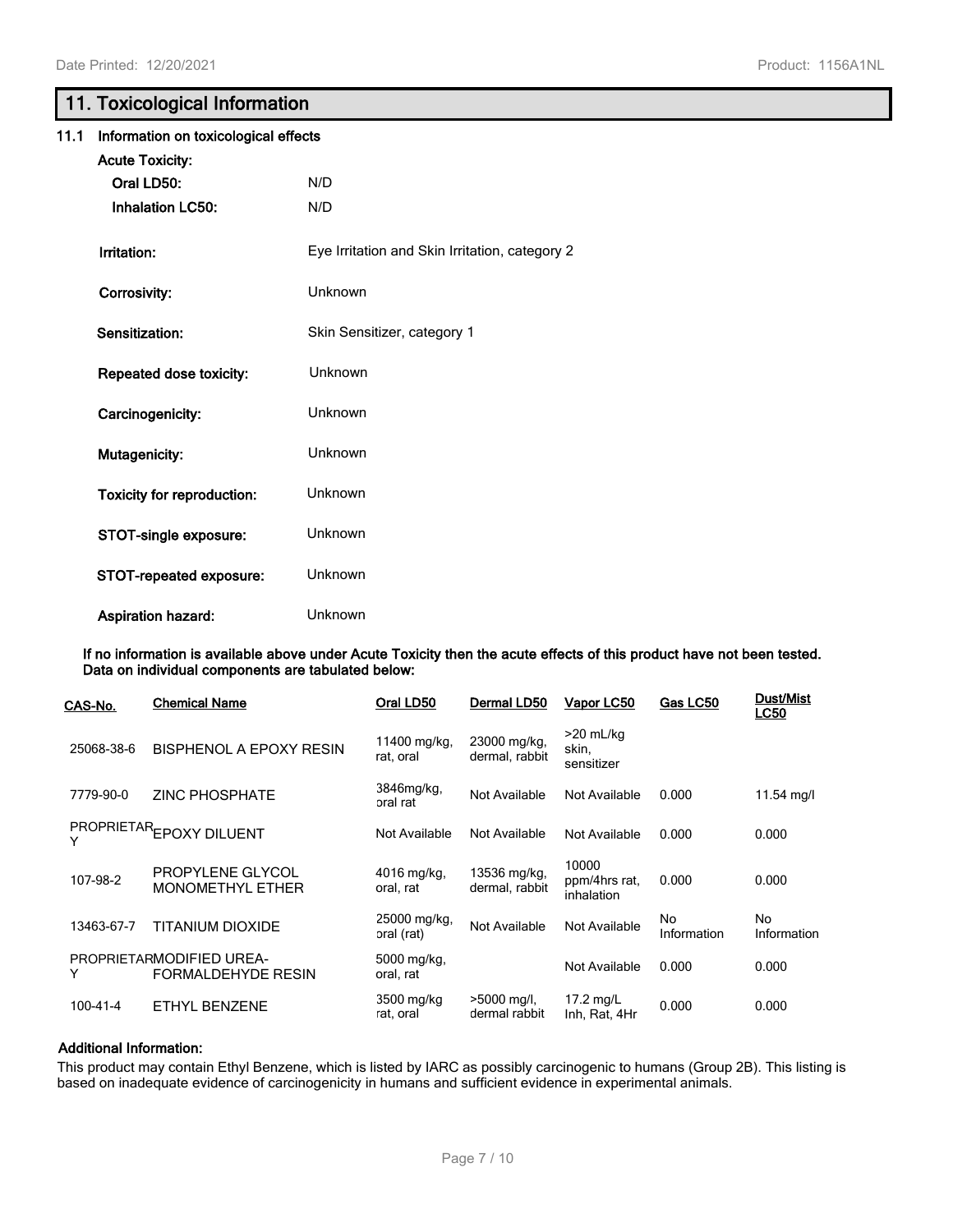## 11. Toxicological Information

### 11.1 Information on toxicological effects

**Acute Toxicity:**

**Oral LD50:** N/D

**Inhalation LC50:** N/D

**Irritation:** Eye Irritation and Skin Irritation, category 2

**Corrosivity:** Unknown

**Sensitization:** Skin Sensitizer, category 1

**Repeated dose toxicity:** Unknown

**Carcinogenicity:** Unknown

**Mutagenicity:** Unknown

**Toxicity for reproduction:** Unknown

**STOT-single exposure:** Unknown

**STOT-repeated exposure:** Unknown

**Aspiration hazard:** Unknown

**If no information is available above under Acute Toxicity then the acute effects of this product have not been tested. Data on individual components are tabulated below:**

| CAS-No. | Chemical Name | Oral LD50 | Dermal LD50 | Vapor LC50 | Gas LC50 | Dust/Mist LC50 |
|---|---|---|---|---|---|---|
| 25068-38-6 | BISPHENOL A EPOXY RESIN | 11400 mg/kg, rat, oral | 23000 mg/kg, dermal, rabbit | >20 mL/kg skin, sensitizer | | |
| 7779-90-0 | ZINC PHOSPHATE | 3846mg/kg, oral rat | Not Available | Not Available | 0.000 | 11.54 mg/l |
| PROPRIETARY | EPOXY DILUENT | Not Available | Not Available | Not Available | 0.000 | 0.000 |
| 107-98-2 | PROPYLENE GLYCOL MONOMETHYL ETHER | 4016 mg/kg, oral, rat | 13536 mg/kg, dermal, rabbit | 10000 ppm/4hrs rat, inhalation | 0.000 | 0.000 |
| 13463-67-7 | TITANIUM DIOXIDE | 25000 mg/kg, oral (rat) | Not Available | Not Available | No Information | No Information |
| PROPRIETARY | MODIFIED UREA-FORMALDEHYDE RESIN | 5000 mg/kg, oral, rat | | Not Available | 0.000 | 0.000 |
| 100-41-4 | ETHYL BENZENE | 3500 mg/kg rat, oral | >5000 mg/l, dermal rabbit | 17.2 mg/L Inh, Rat, 4Hr | 0.000 | 0.000 |

**Additional Information:**

This product may contain Ethyl Benzene, which is listed by IARC as possibly carcinogenic to humans (Group 2B). This listing is based on inadequate evidence of carcinogenicity in humans and sufficient evidence in experimental animals.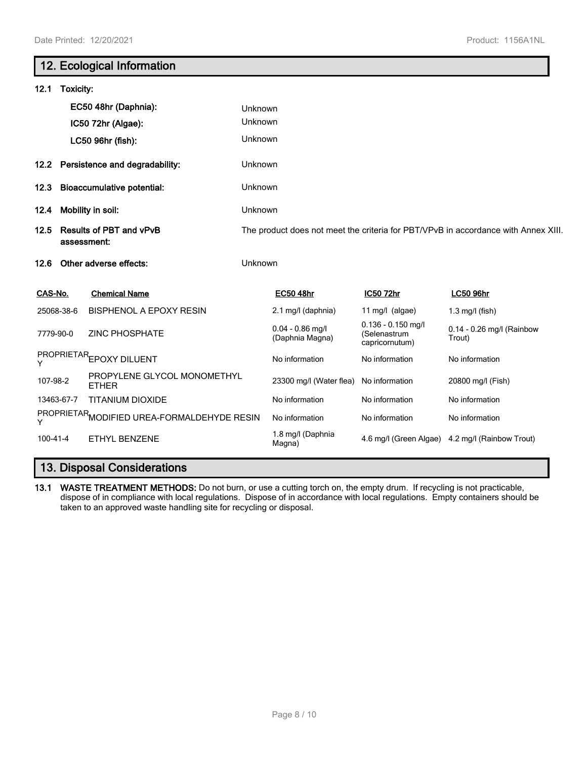## 12. Ecological Information

**12.1 Toxicity:**

| | |
|---|---|
| **EC50 48hr (Daphnia):** | Unknown |
| **IC50 72hr (Algae):** | Unknown |
| **LC50 96hr (fish):** | Unknown |

**12.2 Persistence and degradability:** Unknown

**12.3 Bioaccumulative potential:** Unknown

**12.4 Mobility in soil:** Unknown

**12.5 Results of PBT and vPvB assessment:** The product does not meet the criteria for PBT/VPvB in accordance with Annex XIII.

**12.6 Other adverse effects:** Unknown

| CAS-No. | Chemical Name | EC50 48hr | IC50 72hr | LC50 96hr |
|---|---|---|---|---|
| 25068-38-6 | BISPHENOL A EPOXY RESIN | 2.1 mg/l (daphnia) | 11 mg/l (algae) | 1.3 mg/l (fish) |
| 7779-90-0 | ZINC PHOSPHATE | 0.04 - 0.86 mg/l (Daphnia Magna) | 0.136 - 0.150 mg/l (Selenastrum capricornutum) | 0.14 - 0.26 mg/l (Rainbow Trout) |
| PROPRIETARY | EPOXY DILUENT | No information | No information | No information |
| 107-98-2 | PROPYLENE GLYCOL MONOMETHYL ETHER | 23300 mg/l (Water flea) | No information | 20800 mg/l (Fish) |
| 13463-67-7 | TITANIUM DIOXIDE | No information | No information | No information |
| PROPRIETARY | MODIFIED UREA-FORMALDEHYDE RESIN | No information | No information | No information |
| 100-41-4 | ETHYL BENZENE | 1.8 mg/l (Daphnia Magna) | 4.6 mg/l (Green Algae) | 4.2 mg/l (Rainbow Trout) |

## 13. Disposal Considerations

**13.1 WASTE TREATMENT METHODS:** Do not burn, or use a cutting torch on, the empty drum. If recycling is not practicable, dispose of in compliance with local regulations. Dispose of in accordance with local regulations. Empty containers should be taken to an approved waste handling site for recycling or disposal.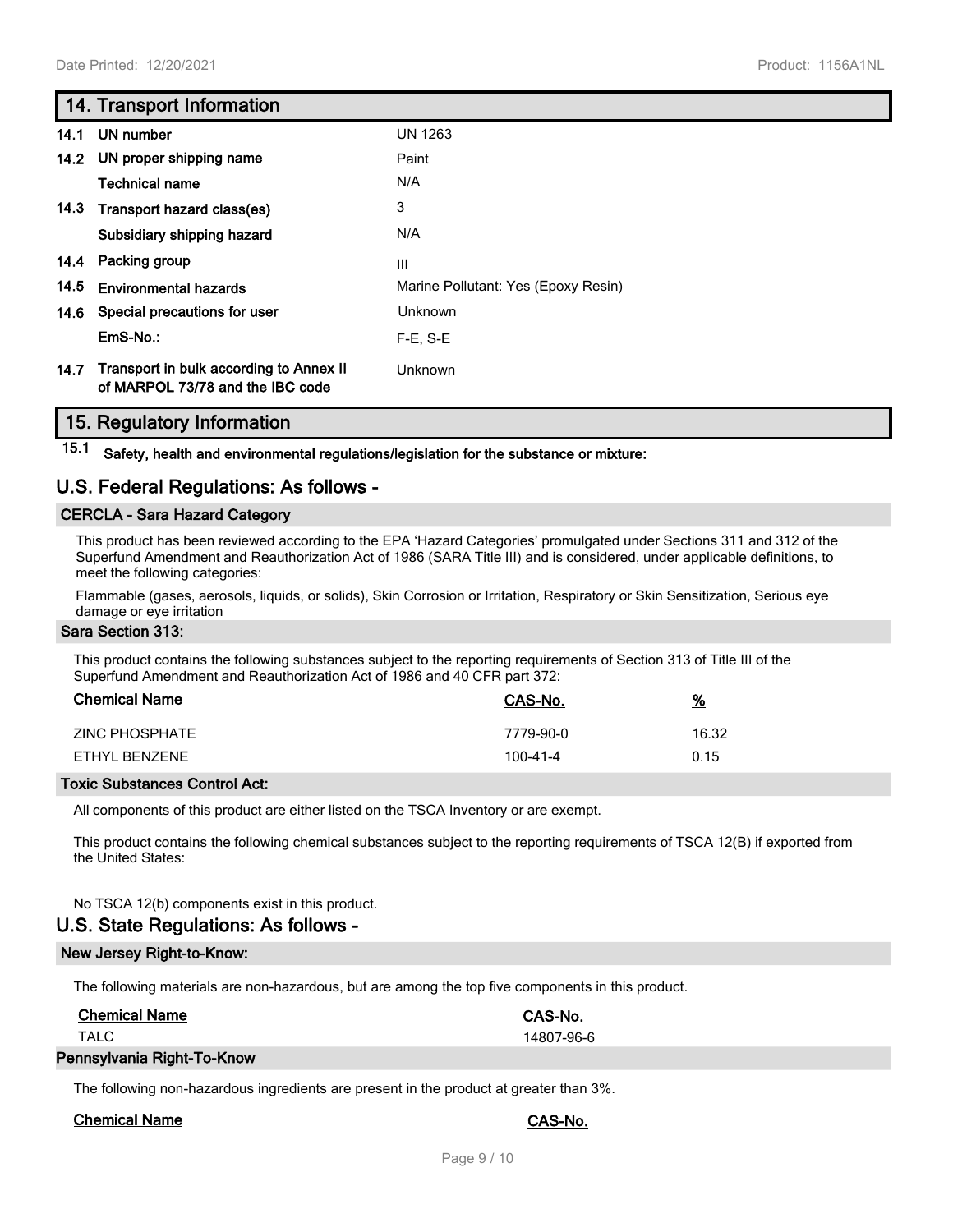## 14. Transport Information

| | | |
|---|---|---|
| 14.1 | UN number | UN 1263 |
| 14.2 | UN proper shipping name | Paint |
| | Technical name | N/A |
| 14.3 | Transport hazard class(es) | 3 |
| | Subsidiary shipping hazard | N/A |
| 14.4 | Packing group | III |
| 14.5 | Environmental hazards | Marine Pollutant: Yes (Epoxy Resin) |
| 14.6 | Special precautions for user | Unknown |
| | EmS-No.: | F-E, S-E |
| 14.7 | Transport in bulk according to Annex II of MARPOL 73/78 and the IBC code | Unknown |

## 15. Regulatory Information

**15.1 Safety, health and environmental regulations/legislation for the substance or mixture:**

## U.S. Federal Regulations: As follows -

### CERCLA - Sara Hazard Category

This product has been reviewed according to the EPA 'Hazard Categories' promulgated under Sections 311 and 312 of the Superfund Amendment and Reauthorization Act of 1986 (SARA Title III) and is considered, under applicable definitions, to meet the following categories:

Flammable (gases, aerosols, liquids, or solids), Skin Corrosion or Irritation, Respiratory or Skin Sensitization, Serious eye damage or eye irritation

### Sara Section 313:

This product contains the following substances subject to the reporting requirements of Section 313 of Title III of the Superfund Amendment and Reauthorization Act of 1986 and 40 CFR part 372:

| Chemical Name | CAS-No. | % |
|---|---|---|
| ZINC PHOSPHATE | 7779-90-0 | 16.32 |
| ETHYL BENZENE | 100-41-4 | 0.15 |

### Toxic Substances Control Act:

All components of this product are either listed on the TSCA Inventory or are exempt.

This product contains the following chemical substances subject to the reporting requirements of TSCA 12(B) if exported from the United States:

No TSCA 12(b) components exist in this product.

## U.S. State Regulations: As follows -

### New Jersey Right-to-Know:

The following materials are non-hazardous, but are among the top five components in this product.

| Chemical Name | CAS-No. |
|---|---|
| TALC | 14807-96-6 |

### Pennsylvania Right-To-Know

The following non-hazardous ingredients are present in the product at greater than 3%.

| Chemical Name | CAS-No. |
|---|---|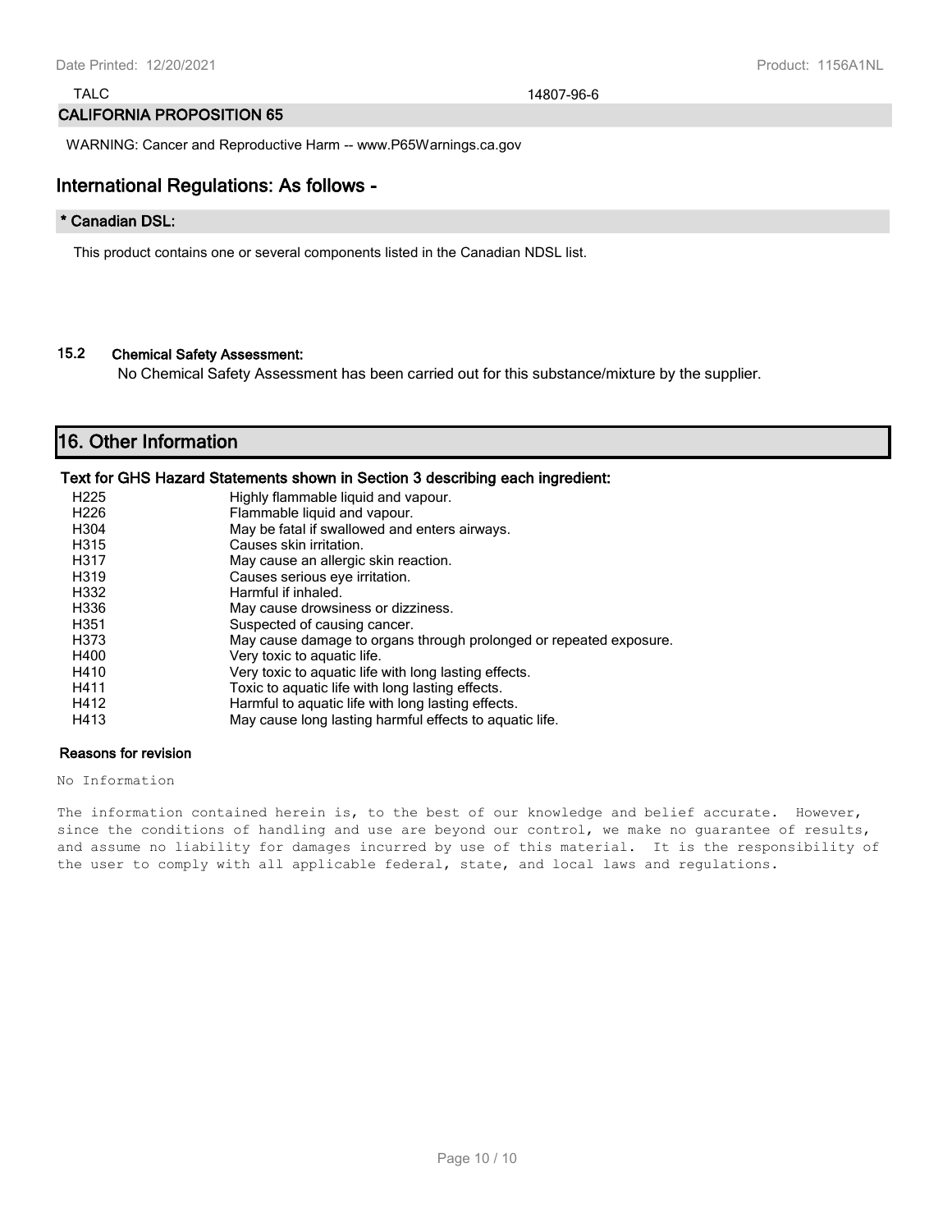| | |
|---|---|
| TALC | 14807-96-6 |

**CALIFORNIA PROPOSITION 65**

WARNING: Cancer and Reproductive Harm -- www.P65Warnings.ca.gov

## International Regulations: As follows -

**\* Canadian DSL:**

This product contains one or several components listed in the Canadian NDSL list.

### 15.2 Chemical Safety Assessment:

No Chemical Safety Assessment has been carried out for this substance/mixture by the supplier.

## 16. Other Information

**Text for GHS Hazard Statements shown in Section 3 describing each ingredient:**

| | |
|---|---|
| H225 | Highly flammable liquid and vapour. |
| H226 | Flammable liquid and vapour. |
| H304 | May be fatal if swallowed and enters airways. |
| H315 | Causes skin irritation. |
| H317 | May cause an allergic skin reaction. |
| H319 | Causes serious eye irritation. |
| H332 | Harmful if inhaled. |
| H336 | May cause drowsiness or dizziness. |
| H351 | Suspected of causing cancer. |
| H373 | May cause damage to organs through prolonged or repeated exposure. |
| H400 | Very toxic to aquatic life. |
| H410 | Very toxic to aquatic life with long lasting effects. |
| H411 | Toxic to aquatic life with long lasting effects. |
| H412 | Harmful to aquatic life with long lasting effects. |
| H413 | May cause long lasting harmful effects to aquatic life. |

**Reasons for revision**

No Information

The information contained herein is, to the best of our knowledge and belief accurate. However, since the conditions of handling and use are beyond our control, we make no guarantee of results, and assume no liability for damages incurred by use of this material. It is the responsibility of the user to comply with all applicable federal, state, and local laws and regulations.